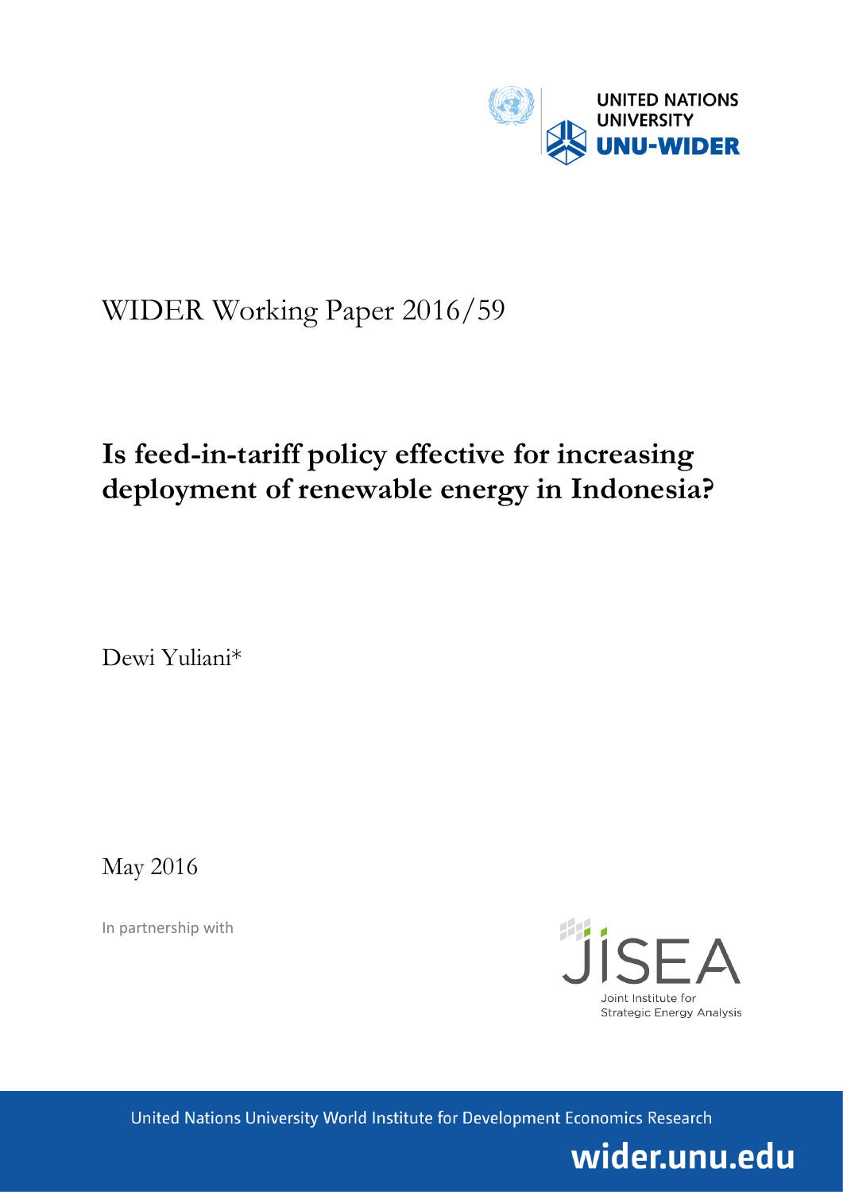UNITED NATIONS UNIVERSITY
UNU-WIDER

WIDER Working Paper 2016/59

# Is feed-in-tariff policy effective for increasing deployment of renewable energy in Indonesia?

Dewi Yuliani*

May 2016

In partnership with

JISEA
Joint Institute for Strategic Energy Analysis

United Nations University World Institute for Development Economics Research

wider.unu.edu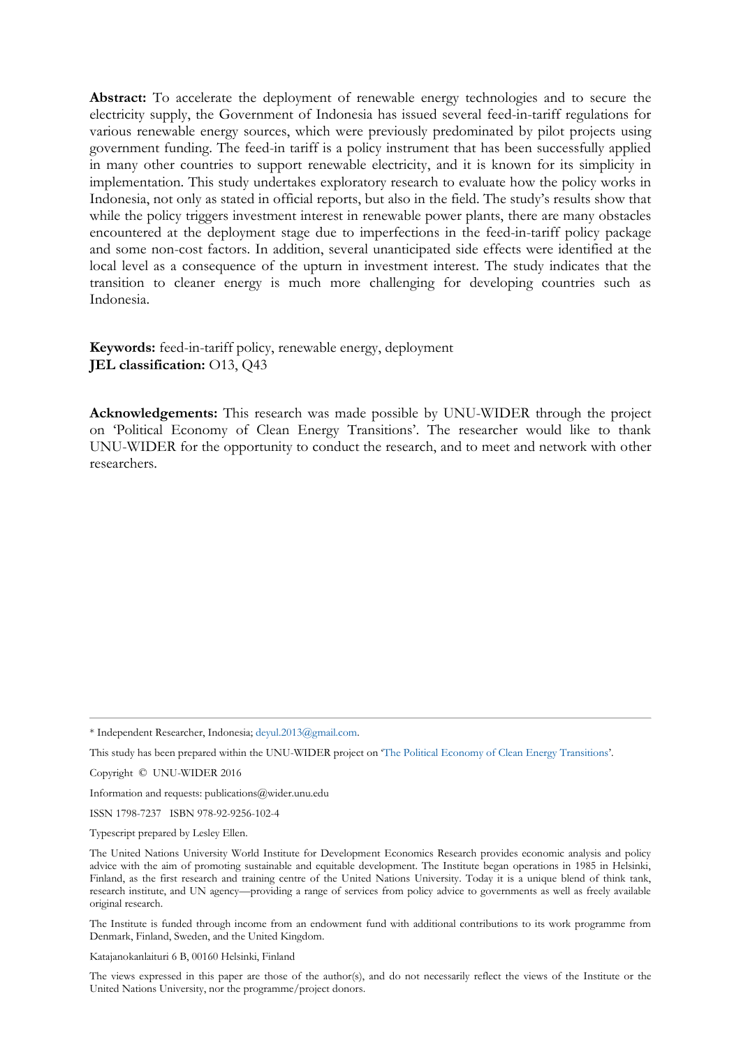**Abstract:** To accelerate the deployment of renewable energy technologies and to secure the electricity supply, the Government of Indonesia has issued several feed-in-tariff regulations for various renewable energy sources, which were previously predominated by pilot projects using government funding. The feed-in tariff is a policy instrument that has been successfully applied in many other countries to support renewable electricity, and it is known for its simplicity in implementation. This study undertakes exploratory research to evaluate how the policy works in Indonesia, not only as stated in official reports, but also in the field. The study's results show that while the policy triggers investment interest in renewable power plants, there are many obstacles encountered at the deployment stage due to imperfections in the feed-in-tariff policy package and some non-cost factors. In addition, several unanticipated side effects were identified at the local level as a consequence of the upturn in investment interest. The study indicates that the transition to cleaner energy is much more challenging for developing countries such as Indonesia.

**Keywords:** feed-in-tariff policy, renewable energy, deployment
**JEL classification:** O13, Q43

**Acknowledgements:** This research was made possible by UNU-WIDER through the project on 'Political Economy of Clean Energy Transitions'. The researcher would like to thank UNU-WIDER for the opportunity to conduct the research, and to meet and network with other researchers.

---

\* Independent Researcher, Indonesia; deyul.2013@gmail.com.

This study has been prepared within the UNU-WIDER project on 'The Political Economy of Clean Energy Transitions'.

Copyright © UNU-WIDER 2016

Information and requests: publications@wider.unu.edu

ISSN 1798-7237 ISBN 978-92-9256-102-4

Typescript prepared by Lesley Ellen.

The United Nations University World Institute for Development Economics Research provides economic analysis and policy advice with the aim of promoting sustainable and equitable development. The Institute began operations in 1985 in Helsinki, Finland, as the first research and training centre of the United Nations University. Today it is a unique blend of think tank, research institute, and UN agency—providing a range of services from policy advice to governments as well as freely available original research.

The Institute is funded through income from an endowment fund with additional contributions to its work programme from Denmark, Finland, Sweden, and the United Kingdom.

Katajanokanlaituri 6 B, 00160 Helsinki, Finland

The views expressed in this paper are those of the author(s), and do not necessarily reflect the views of the Institute or the United Nations University, nor the programme/project donors.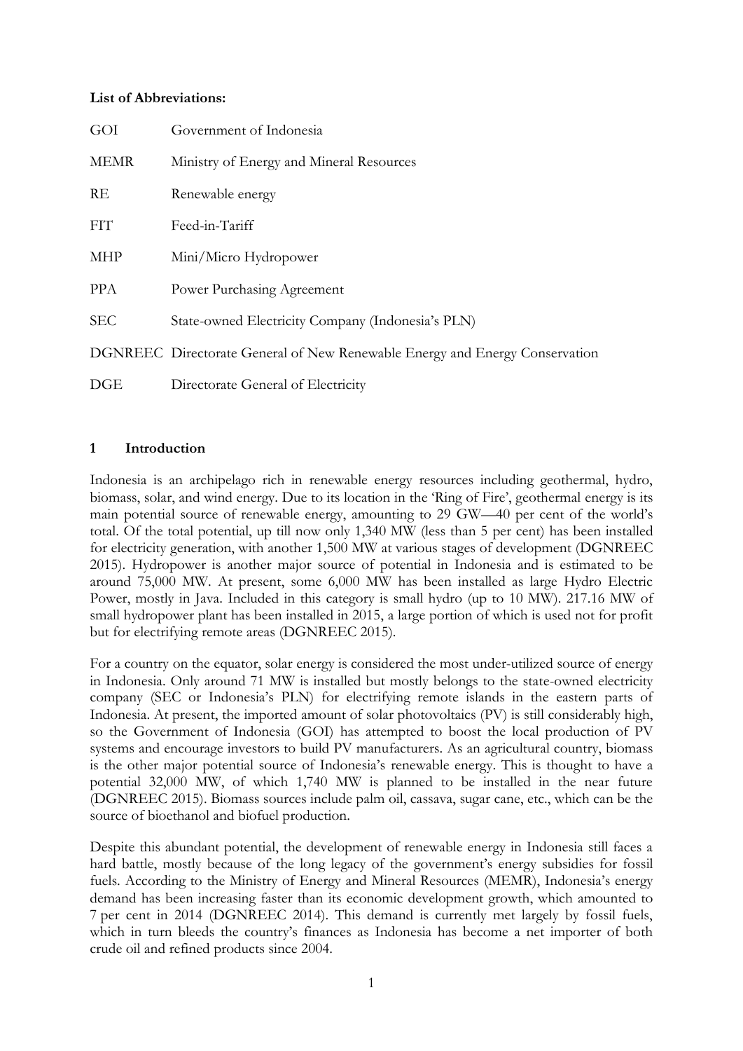**List of Abbreviations:**

| | |
|---|---|
| GOI | Government of Indonesia |
| MEMR | Ministry of Energy and Mineral Resources |
| RE | Renewable energy |
| FIT | Feed-in-Tariff |
| MHP | Mini/Micro Hydropower |
| PPA | Power Purchasing Agreement |
| SEC | State-owned Electricity Company (Indonesia's PLN) |
| DGNREEC | Directorate General of New Renewable Energy and Energy Conservation |
| DGE | Directorate General of Electricity |

## 1 Introduction

Indonesia is an archipelago rich in renewable energy resources including geothermal, hydro, biomass, solar, and wind energy. Due to its location in the 'Ring of Fire', geothermal energy is its main potential source of renewable energy, amounting to 29 GW—40 per cent of the world's total. Of the total potential, up till now only 1,340 MW (less than 5 per cent) has been installed for electricity generation, with another 1,500 MW at various stages of development (DGNREEC 2015). Hydropower is another major source of potential in Indonesia and is estimated to be around 75,000 MW. At present, some 6,000 MW has been installed as large Hydro Electric Power, mostly in Java. Included in this category is small hydro (up to 10 MW). 217.16 MW of small hydropower plant has been installed in 2015, a large portion of which is used not for profit but for electrifying remote areas (DGNREEC 2015).

For a country on the equator, solar energy is considered the most under-utilized source of energy in Indonesia. Only around 71 MW is installed but mostly belongs to the state-owned electricity company (SEC or Indonesia's PLN) for electrifying remote islands in the eastern parts of Indonesia. At present, the imported amount of solar photovoltaics (PV) is still considerably high, so the Government of Indonesia (GOI) has attempted to boost the local production of PV systems and encourage investors to build PV manufacturers. As an agricultural country, biomass is the other major potential source of Indonesia's renewable energy. This is thought to have a potential 32,000 MW, of which 1,740 MW is planned to be installed in the near future (DGNREEC 2015). Biomass sources include palm oil, cassava, sugar cane, etc., which can be the source of bioethanol and biofuel production.

Despite this abundant potential, the development of renewable energy in Indonesia still faces a hard battle, mostly because of the long legacy of the government's energy subsidies for fossil fuels. According to the Ministry of Energy and Mineral Resources (MEMR), Indonesia's energy demand has been increasing faster than its economic development growth, which amounted to 7 per cent in 2014 (DGNREEC 2014). This demand is currently met largely by fossil fuels, which in turn bleeds the country's finances as Indonesia has become a net importer of both crude oil and refined products since 2004.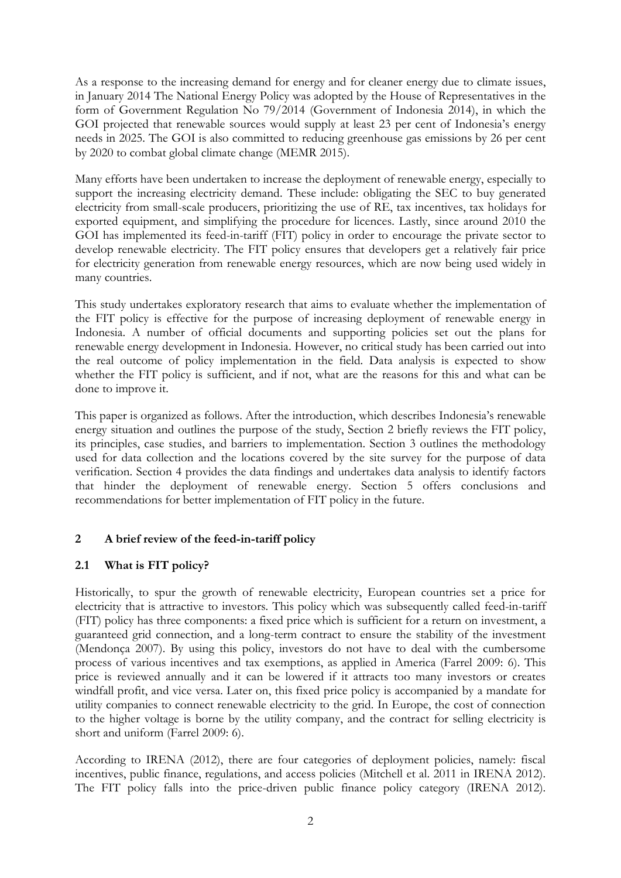As a response to the increasing demand for energy and for cleaner energy due to climate issues, in January 2014 The National Energy Policy was adopted by the House of Representatives in the form of Government Regulation No 79/2014 (Government of Indonesia 2014), in which the GOI projected that renewable sources would supply at least 23 per cent of Indonesia's energy needs in 2025. The GOI is also committed to reducing greenhouse gas emissions by 26 per cent by 2020 to combat global climate change (MEMR 2015).

Many efforts have been undertaken to increase the deployment of renewable energy, especially to support the increasing electricity demand. These include: obligating the SEC to buy generated electricity from small-scale producers, prioritizing the use of RE, tax incentives, tax holidays for exported equipment, and simplifying the procedure for licences. Lastly, since around 2010 the GOI has implemented its feed-in-tariff (FIT) policy in order to encourage the private sector to develop renewable electricity. The FIT policy ensures that developers get a relatively fair price for electricity generation from renewable energy resources, which are now being used widely in many countries.

This study undertakes exploratory research that aims to evaluate whether the implementation of the FIT policy is effective for the purpose of increasing deployment of renewable energy in Indonesia. A number of official documents and supporting policies set out the plans for renewable energy development in Indonesia. However, no critical study has been carried out into the real outcome of policy implementation in the field. Data analysis is expected to show whether the FIT policy is sufficient, and if not, what are the reasons for this and what can be done to improve it.

This paper is organized as follows. After the introduction, which describes Indonesia's renewable energy situation and outlines the purpose of the study, Section 2 briefly reviews the FIT policy, its principles, case studies, and barriers to implementation. Section 3 outlines the methodology used for data collection and the locations covered by the site survey for the purpose of data verification. Section 4 provides the data findings and undertakes data analysis to identify factors that hinder the deployment of renewable energy. Section 5 offers conclusions and recommendations for better implementation of FIT policy in the future.

## 2 A brief review of the feed-in-tariff policy

### 2.1 What is FIT policy?

Historically, to spur the growth of renewable electricity, European countries set a price for electricity that is attractive to investors. This policy which was subsequently called feed-in-tariff (FIT) policy has three components: a fixed price which is sufficient for a return on investment, a guaranteed grid connection, and a long-term contract to ensure the stability of the investment (Mendonça 2007). By using this policy, investors do not have to deal with the cumbersome process of various incentives and tax exemptions, as applied in America (Farrel 2009: 6). This price is reviewed annually and it can be lowered if it attracts too many investors or creates windfall profit, and vice versa. Later on, this fixed price policy is accompanied by a mandate for utility companies to connect renewable electricity to the grid. In Europe, the cost of connection to the higher voltage is borne by the utility company, and the contract for selling electricity is short and uniform (Farrel 2009: 6).

According to IRENA (2012), there are four categories of deployment policies, namely: fiscal incentives, public finance, regulations, and access policies (Mitchell et al. 2011 in IRENA 2012). The FIT policy falls into the price-driven public finance policy category (IRENA 2012).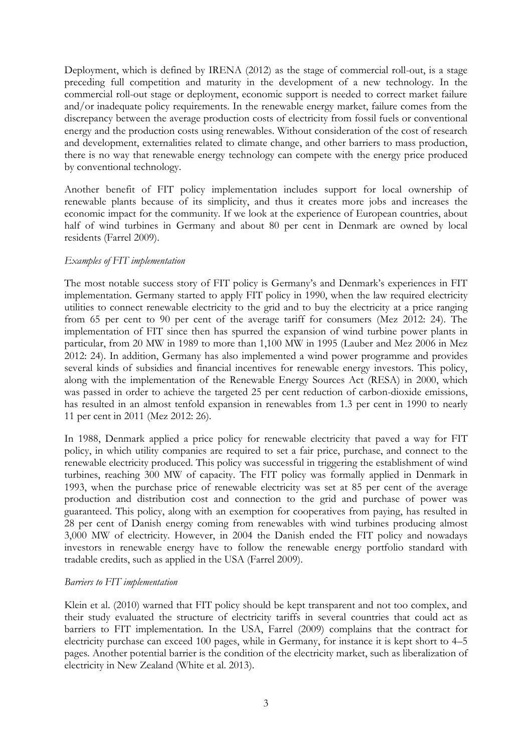Deployment, which is defined by IRENA (2012) as the stage of commercial roll-out, is a stage preceding full competition and maturity in the development of a new technology. In the commercial roll-out stage or deployment, economic support is needed to correct market failure and/or inadequate policy requirements. In the renewable energy market, failure comes from the discrepancy between the average production costs of electricity from fossil fuels or conventional energy and the production costs using renewables. Without consideration of the cost of research and development, externalities related to climate change, and other barriers to mass production, there is no way that renewable energy technology can compete with the energy price produced by conventional technology.

Another benefit of FIT policy implementation includes support for local ownership of renewable plants because of its simplicity, and thus it creates more jobs and increases the economic impact for the community. If we look at the experience of European countries, about half of wind turbines in Germany and about 80 per cent in Denmark are owned by local residents (Farrel 2009).

*Examples of FIT implementation*

The most notable success story of FIT policy is Germany's and Denmark's experiences in FIT implementation. Germany started to apply FIT policy in 1990, when the law required electricity utilities to connect renewable electricity to the grid and to buy the electricity at a price ranging from 65 per cent to 90 per cent of the average tariff for consumers (Mez 2012: 24). The implementation of FIT since then has spurred the expansion of wind turbine power plants in particular, from 20 MW in 1989 to more than 1,100 MW in 1995 (Lauber and Mez 2006 in Mez 2012: 24). In addition, Germany has also implemented a wind power programme and provides several kinds of subsidies and financial incentives for renewable energy investors. This policy, along with the implementation of the Renewable Energy Sources Act (RESA) in 2000, which was passed in order to achieve the targeted 25 per cent reduction of carbon-dioxide emissions, has resulted in an almost tenfold expansion in renewables from 1.3 per cent in 1990 to nearly 11 per cent in 2011 (Mez 2012: 26).

In 1988, Denmark applied a price policy for renewable electricity that paved a way for FIT policy, in which utility companies are required to set a fair price, purchase, and connect to the renewable electricity produced. This policy was successful in triggering the establishment of wind turbines, reaching 300 MW of capacity. The FIT policy was formally applied in Denmark in 1993, when the purchase price of renewable electricity was set at 85 per cent of the average production and distribution cost and connection to the grid and purchase of power was guaranteed. This policy, along with an exemption for cooperatives from paying, has resulted in 28 per cent of Danish energy coming from renewables with wind turbines producing almost 3,000 MW of electricity. However, in 2004 the Danish ended the FIT policy and nowadays investors in renewable energy have to follow the renewable energy portfolio standard with tradable credits, such as applied in the USA (Farrel 2009).

*Barriers to FIT implementation*

Klein et al. (2010) warned that FIT policy should be kept transparent and not too complex, and their study evaluated the structure of electricity tariffs in several countries that could act as barriers to FIT implementation. In the USA, Farrel (2009) complains that the contract for electricity purchase can exceed 100 pages, while in Germany, for instance it is kept short to 4–5 pages. Another potential barrier is the condition of the electricity market, such as liberalization of electricity in New Zealand (White et al. 2013).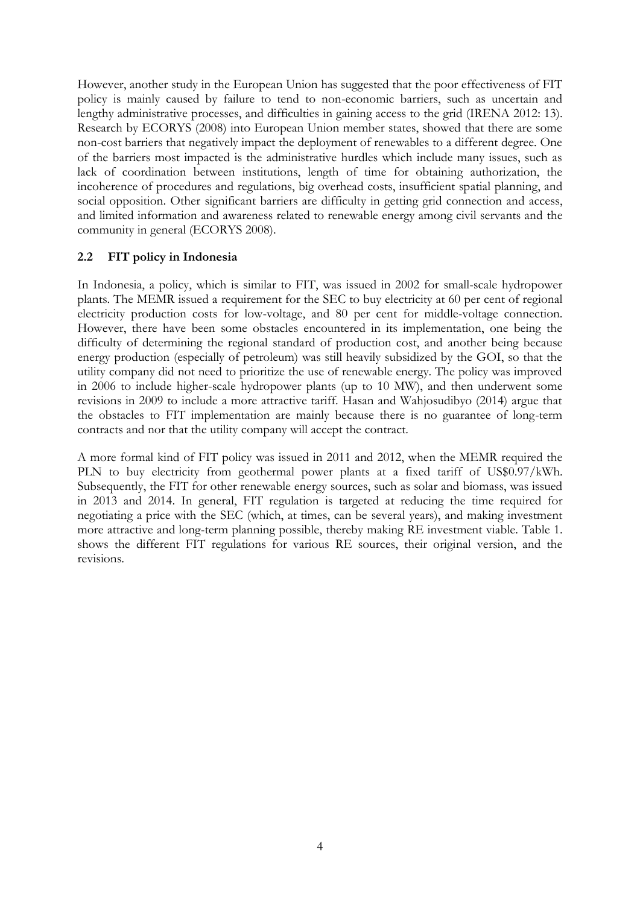However, another study in the European Union has suggested that the poor effectiveness of FIT policy is mainly caused by failure to tend to non-economic barriers, such as uncertain and lengthy administrative processes, and difficulties in gaining access to the grid (IRENA 2012: 13). Research by ECORYS (2008) into European Union member states, showed that there are some non-cost barriers that negatively impact the deployment of renewables to a different degree. One of the barriers most impacted is the administrative hurdles which include many issues, such as lack of coordination between institutions, length of time for obtaining authorization, the incoherence of procedures and regulations, big overhead costs, insufficient spatial planning, and social opposition. Other significant barriers are difficulty in getting grid connection and access, and limited information and awareness related to renewable energy among civil servants and the community in general (ECORYS 2008).

## 2.2 FIT policy in Indonesia

In Indonesia, a policy, which is similar to FIT, was issued in 2002 for small-scale hydropower plants. The MEMR issued a requirement for the SEC to buy electricity at 60 per cent of regional electricity production costs for low-voltage, and 80 per cent for middle-voltage connection. However, there have been some obstacles encountered in its implementation, one being the difficulty of determining the regional standard of production cost, and another being because energy production (especially of petroleum) was still heavily subsidized by the GOI, so that the utility company did not need to prioritize the use of renewable energy. The policy was improved in 2006 to include higher-scale hydropower plants (up to 10 MW), and then underwent some revisions in 2009 to include a more attractive tariff. Hasan and Wahjosudibyo (2014) argue that the obstacles to FIT implementation are mainly because there is no guarantee of long-term contracts and nor that the utility company will accept the contract.

A more formal kind of FIT policy was issued in 2011 and 2012, when the MEMR required the PLN to buy electricity from geothermal power plants at a fixed tariff of US$0.97/kWh. Subsequently, the FIT for other renewable energy sources, such as solar and biomass, was issued in 2013 and 2014. In general, FIT regulation is targeted at reducing the time required for negotiating a price with the SEC (which, at times, can be several years), and making investment more attractive and long-term planning possible, thereby making RE investment viable. Table 1. shows the different FIT regulations for various RE sources, their original version, and the revisions.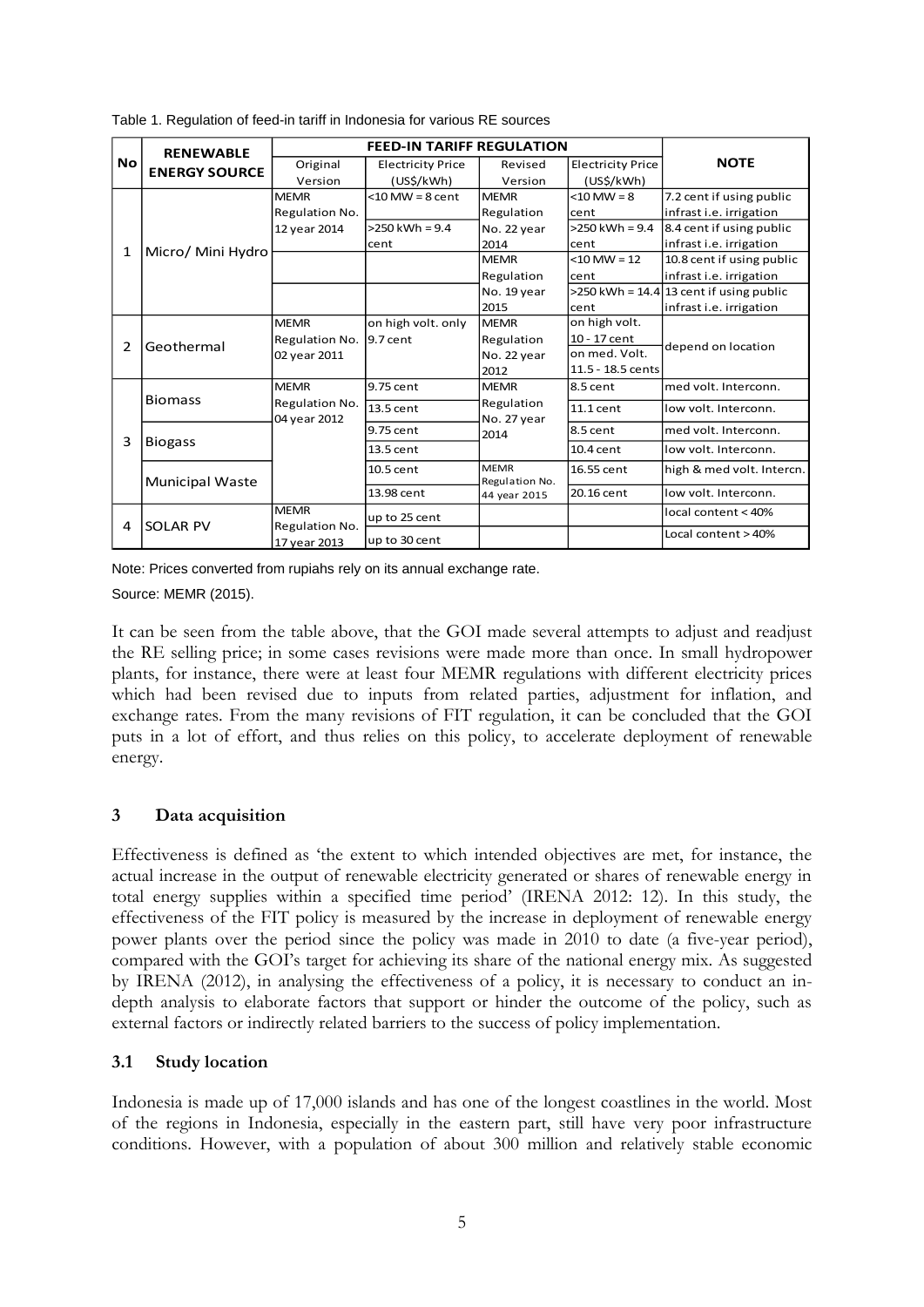Table 1. Regulation of feed-in tariff in Indonesia for various RE sources

| No | RENEWABLE ENERGY SOURCE | FEED-IN TARIFF REGULATION | | | | NOTE |
|---|---|---|---|---|---|---|
| | | Original Version | Electricity Price (US$/kWh) | Revised Version | Electricity Price (US$/kWh) | |
| 1 | Micro/ Mini Hydro | MEMR Regulation No. 12 year 2014 | <10 MW = 8 cent | MEMR Regulation No. 22 year 2014 | <10 MW = 8 cent | 7.2 cent if using public infrast i.e. irrigation |
| | | | >250 kWh = 9.4 cent | | >250 kWh = 9.4 cent | 8.4 cent if using public infrast i.e. irrigation |
| | | | | MEMR Regulation No. 19 year 2015 | <10 MW = 12 cent | 10.8 cent if using public infrast i.e. irrigation |
| | | | | | >250 kWh = 14.4 cent | 13 cent if using public infrast i.e. irrigation |
| 2 | Geothermal | MEMR Regulation No. 02 year 2011 | on high volt. only 9.7 cent | MEMR Regulation No. 22 year 2012 | on high volt. 10 - 17 cent<br>on med. Volt. 11.5 - 18.5 cents | depend on location |
| 3 | Biomass | MEMR Regulation No. 04 year 2012 | 9.75 cent | MEMR Regulation No. 27 year 2014 | 8.5 cent | med volt. Interconn. |
| | | | 13.5 cent | | 11.1 cent | low volt. Interconn. |
| | Biogass | | 9.75 cent | | 8.5 cent | med volt. Interconn. |
| | | | 13.5 cent | | 10.4 cent | low volt. Interconn. |
| | Municipal Waste | | 10.5 cent | MEMR Regulation No. 44 year 2015 | 16.55 cent | high & med volt. Intercn. |
| | | | 13.98 cent | | 20.16 cent | low volt. Interconn. |
| 4 | SOLAR PV | MEMR Regulation No. 17 year 2013 | up to 25 cent | | | local content < 40% |
| | | | up to 30 cent | | | Local content > 40% |

Note: Prices converted from rupiahs rely on its annual exchange rate.

Source: MEMR (2015).

It can be seen from the table above, that the GOI made several attempts to adjust and readjust the RE selling price; in some cases revisions were made more than once. In small hydropower plants, for instance, there were at least four MEMR regulations with different electricity prices which had been revised due to inputs from related parties, adjustment for inflation, and exchange rates. From the many revisions of FIT regulation, it can be concluded that the GOI puts in a lot of effort, and thus relies on this policy, to accelerate deployment of renewable energy.

## 3 Data acquisition

Effectiveness is defined as 'the extent to which intended objectives are met, for instance, the actual increase in the output of renewable electricity generated or shares of renewable energy in total energy supplies within a specified time period' (IRENA 2012: 12). In this study, the effectiveness of the FIT policy is measured by the increase in deployment of renewable energy power plants over the period since the policy was made in 2010 to date (a five-year period), compared with the GOI's target for achieving its share of the national energy mix. As suggested by IRENA (2012), in analysing the effectiveness of a policy, it is necessary to conduct an in-depth analysis to elaborate factors that support or hinder the outcome of the policy, such as external factors or indirectly related barriers to the success of policy implementation.

### 3.1 Study location

Indonesia is made up of 17,000 islands and has one of the longest coastlines in the world. Most of the regions in Indonesia, especially in the eastern part, still have very poor infrastructure conditions. However, with a population of about 300 million and relatively stable economic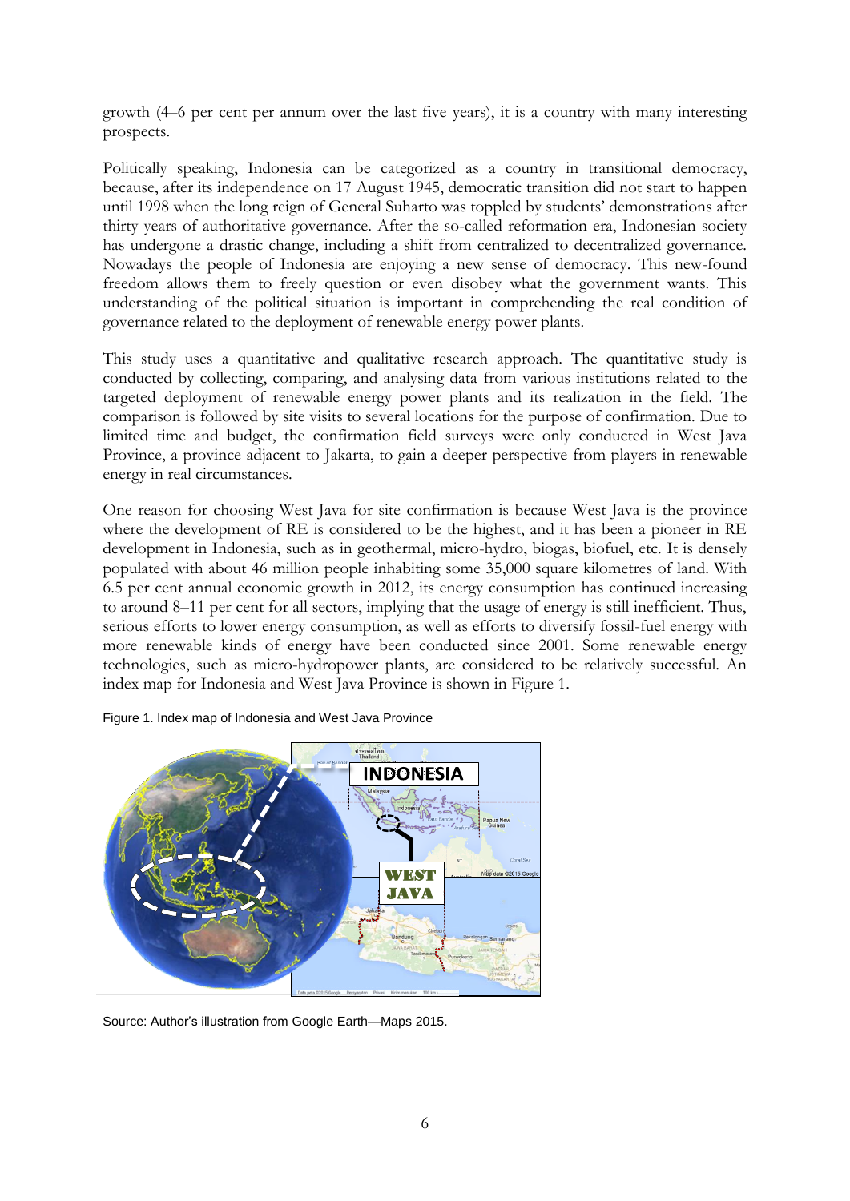growth (4–6 per cent per annum over the last five years), it is a country with many interesting prospects.

Politically speaking, Indonesia can be categorized as a country in transitional democracy, because, after its independence on 17 August 1945, democratic transition did not start to happen until 1998 when the long reign of General Suharto was toppled by students' demonstrations after thirty years of authoritative governance. After the so-called reformation era, Indonesian society has undergone a drastic change, including a shift from centralized to decentralized governance. Nowadays the people of Indonesia are enjoying a new sense of democracy. This new-found freedom allows them to freely question or even disobey what the government wants. This understanding of the political situation is important in comprehending the real condition of governance related to the deployment of renewable energy power plants.

This study uses a quantitative and qualitative research approach. The quantitative study is conducted by collecting, comparing, and analysing data from various institutions related to the targeted deployment of renewable energy power plants and its realization in the field. The comparison is followed by site visits to several locations for the purpose of confirmation. Due to limited time and budget, the confirmation field surveys were only conducted in West Java Province, a province adjacent to Jakarta, to gain a deeper perspective from players in renewable energy in real circumstances.

One reason for choosing West Java for site confirmation is because West Java is the province where the development of RE is considered to be the highest, and it has been a pioneer in RE development in Indonesia, such as in geothermal, micro-hydro, biogas, biofuel, etc. It is densely populated with about 46 million people inhabiting some 35,000 square kilometres of land. With 6.5 per cent annual economic growth in 2012, its energy consumption has continued increasing to around 8–11 per cent for all sectors, implying that the usage of energy is still inefficient. Thus, serious efforts to lower energy consumption, as well as efforts to diversify fossil-fuel energy with more renewable kinds of energy have been conducted since 2001. Some renewable energy technologies, such as micro-hydropower plants, are considered to be relatively successful. An index map for Indonesia and West Java Province is shown in Figure 1.

Figure 1. Index map of Indonesia and West Java Province

Source: Author's illustration from Google Earth—Maps 2015.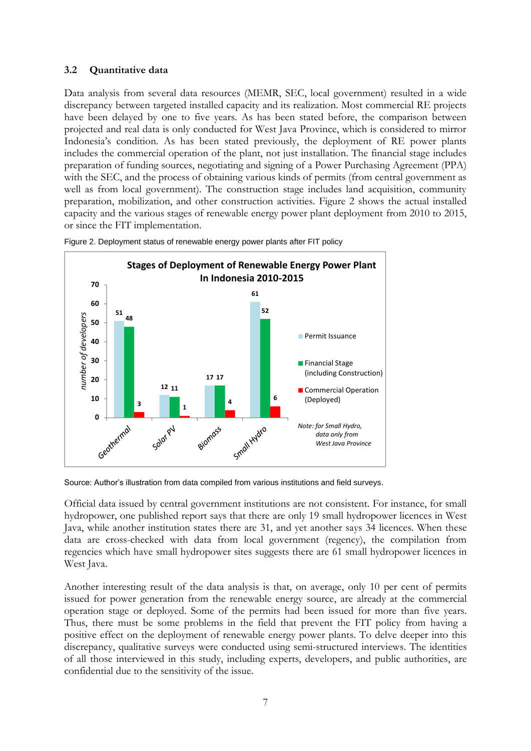### 3.2 Quantitative data

Data analysis from several data resources (MEMR, SEC, local government) resulted in a wide discrepancy between targeted installed capacity and its realization. Most commercial RE projects have been delayed by one to five years. As has been stated before, the comparison between projected and real data is only conducted for West Java Province, which is considered to mirror Indonesia's condition. As has been stated previously, the deployment of RE power plants includes the commercial operation of the plant, not just installation. The financial stage includes preparation of funding sources, negotiating and signing of a Power Purchasing Agreement (PPA) with the SEC, and the process of obtaining various kinds of permits (from central government as well as from local government). The construction stage includes land acquisition, community preparation, mobilization, and other construction activities. Figure 2 shows the actual installed capacity and the various stages of renewable energy power plant deployment from 2010 to 2015, or since the FIT implementation.

Figure 2. Deployment status of renewable energy power plants after FIT policy

**Stages of Deployment of Renewable Energy Power Plant In Indonesia 2010-2015**

| number of developers | Permit Issuance | Financial Stage (including Construction) | Commercial Operation (Deployed) |
|---|---|---|---|
| Geothermal | 51 | 48 | 3 |
| Solar PV | 12 | 11 | 1 |
| Biomass | 17 | 17 | 4 |
| Small Hydro | 61 | 52 | 6 |

*Note: for Small Hydro, data only from West Java Province*

Source: Author's illustration from data compiled from various institutions and field surveys.

Official data issued by central government institutions are not consistent. For instance, for small hydropower, one published report says that there are only 19 small hydropower licences in West Java, while another institution states there are 31, and yet another says 34 licences. When these data are cross-checked with data from local government (regency), the compilation from regencies which have small hydropower sites suggests there are 61 small hydropower licences in West Java.

Another interesting result of the data analysis is that, on average, only 10 per cent of permits issued for power generation from the renewable energy source, are already at the commercial operation stage or deployed. Some of the permits had been issued for more than five years. Thus, there must be some problems in the field that prevent the FIT policy from having a positive effect on the deployment of renewable energy power plants. To delve deeper into this discrepancy, qualitative surveys were conducted using semi-structured interviews. The identities of all those interviewed in this study, including experts, developers, and public authorities, are confidential due to the sensitivity of the issue.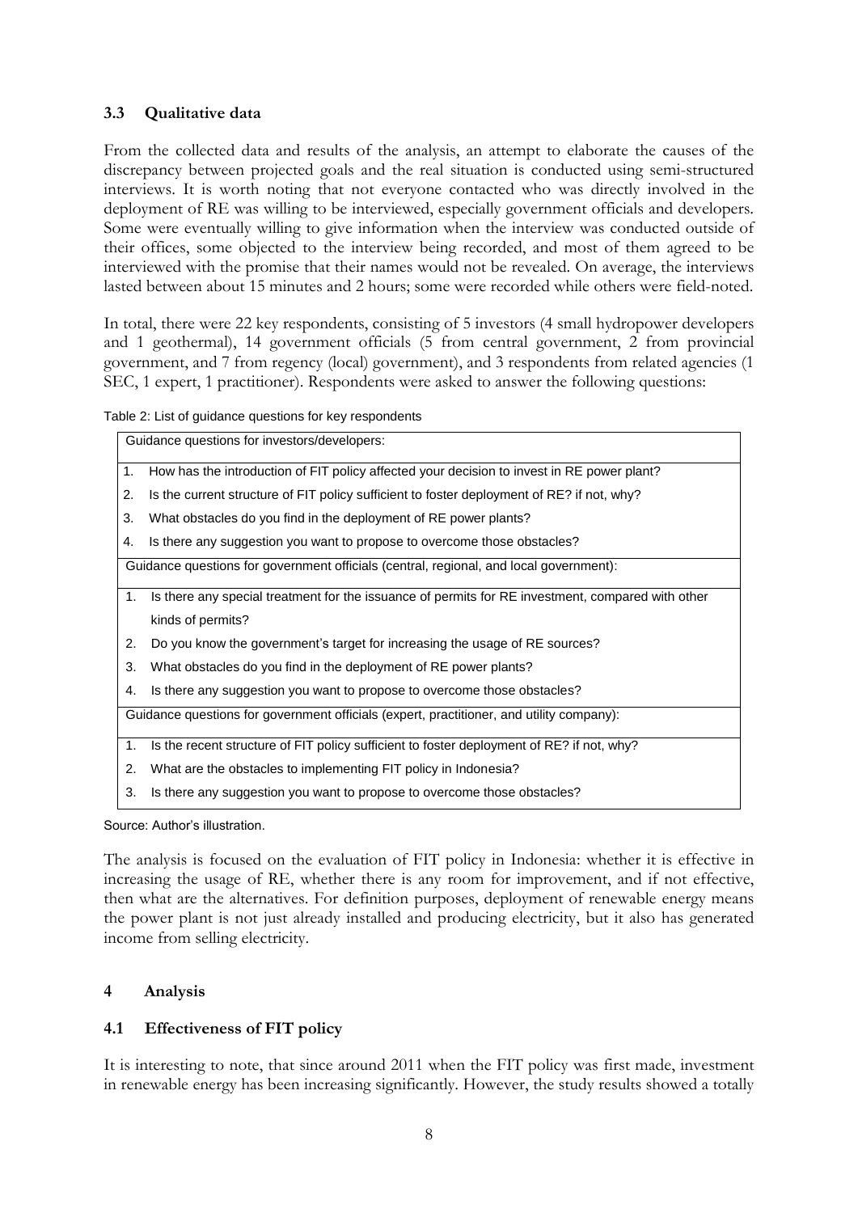### 3.3 Qualitative data

From the collected data and results of the analysis, an attempt to elaborate the causes of the discrepancy between projected goals and the real situation is conducted using semi-structured interviews. It is worth noting that not everyone contacted who was directly involved in the deployment of RE was willing to be interviewed, especially government officials and developers. Some were eventually willing to give information when the interview was conducted outside of their offices, some objected to the interview being recorded, and most of them agreed to be interviewed with the promise that their names would not be revealed. On average, the interviews lasted between about 15 minutes and 2 hours; some were recorded while others were field-noted.

In total, there were 22 key respondents, consisting of 5 investors (4 small hydropower developers and 1 geothermal), 14 government officials (5 from central government, 2 from provincial government, and 7 from regency (local) government), and 3 respondents from related agencies (1 SEC, 1 expert, 1 practitioner). Respondents were asked to answer the following questions:

Table 2: List of guidance questions for key respondents

| Guidance questions for investors/developers: |
|---|
| 1. How has the introduction of FIT policy affected your decision to invest in RE power plant? |
| 2. Is the current structure of FIT policy sufficient to foster deployment of RE? if not, why? |
| 3. What obstacles do you find in the deployment of RE power plants? |
| 4. Is there any suggestion you want to propose to overcome those obstacles? |
| **Guidance questions for government officials (central, regional, and local government):** |
| 1. Is there any special treatment for the issuance of permits for RE investment, compared with other kinds of permits? |
| 2. Do you know the government's target for increasing the usage of RE sources? |
| 3. What obstacles do you find in the deployment of RE power plants? |
| 4. Is there any suggestion you want to propose to overcome those obstacles? |
| **Guidance questions for government officials (expert, practitioner, and utility company):** |
| 1. Is the recent structure of FIT policy sufficient to foster deployment of RE? if not, why? |
| 2. What are the obstacles to implementing FIT policy in Indonesia? |
| 3. Is there any suggestion you want to propose to overcome those obstacles? |

Source: Author's illustration.

The analysis is focused on the evaluation of FIT policy in Indonesia: whether it is effective in increasing the usage of RE, whether there is any room for improvement, and if not effective, then what are the alternatives. For definition purposes, deployment of renewable energy means the power plant is not just already installed and producing electricity, but it also has generated income from selling electricity.

## 4 Analysis

### 4.1 Effectiveness of FIT policy

It is interesting to note, that since around 2011 when the FIT policy was first made, investment in renewable energy has been increasing significantly. However, the study results showed a totally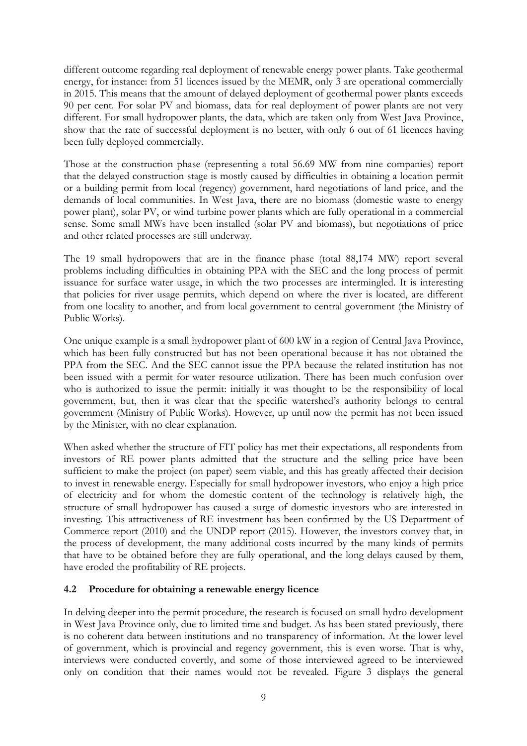different outcome regarding real deployment of renewable energy power plants. Take geothermal energy, for instance: from 51 licences issued by the MEMR, only 3 are operational commercially in 2015. This means that the amount of delayed deployment of geothermal power plants exceeds 90 per cent. For solar PV and biomass, data for real deployment of power plants are not very different. For small hydropower plants, the data, which are taken only from West Java Province, show that the rate of successful deployment is no better, with only 6 out of 61 licences having been fully deployed commercially.

Those at the construction phase (representing a total 56.69 MW from nine companies) report that the delayed construction stage is mostly caused by difficulties in obtaining a location permit or a building permit from local (regency) government, hard negotiations of land price, and the demands of local communities. In West Java, there are no biomass (domestic waste to energy power plant), solar PV, or wind turbine power plants which are fully operational in a commercial sense. Some small MWs have been installed (solar PV and biomass), but negotiations of price and other related processes are still underway.

The 19 small hydropowers that are in the finance phase (total 88,174 MW) report several problems including difficulties in obtaining PPA with the SEC and the long process of permit issuance for surface water usage, in which the two processes are intermingled. It is interesting that policies for river usage permits, which depend on where the river is located, are different from one locality to another, and from local government to central government (the Ministry of Public Works).

One unique example is a small hydropower plant of 600 kW in a region of Central Java Province, which has been fully constructed but has not been operational because it has not obtained the PPA from the SEC. And the SEC cannot issue the PPA because the related institution has not been issued with a permit for water resource utilization. There has been much confusion over who is authorized to issue the permit: initially it was thought to be the responsibility of local government, but, then it was clear that the specific watershed's authority belongs to central government (Ministry of Public Works). However, up until now the permit has not been issued by the Minister, with no clear explanation.

When asked whether the structure of FIT policy has met their expectations, all respondents from investors of RE power plants admitted that the structure and the selling price have been sufficient to make the project (on paper) seem viable, and this has greatly affected their decision to invest in renewable energy. Especially for small hydropower investors, who enjoy a high price of electricity and for whom the domestic content of the technology is relatively high, the structure of small hydropower has caused a surge of domestic investors who are interested in investing. This attractiveness of RE investment has been confirmed by the US Department of Commerce report (2010) and the UNDP report (2015). However, the investors convey that, in the process of development, the many additional costs incurred by the many kinds of permits that have to be obtained before they are fully operational, and the long delays caused by them, have eroded the profitability of RE projects.

### 4.2 Procedure for obtaining a renewable energy licence

In delving deeper into the permit procedure, the research is focused on small hydro development in West Java Province only, due to limited time and budget. As has been stated previously, there is no coherent data between institutions and no transparency of information. At the lower level of government, which is provincial and regency government, this is even worse. That is why, interviews were conducted covertly, and some of those interviewed agreed to be interviewed only on condition that their names would not be revealed. Figure 3 displays the general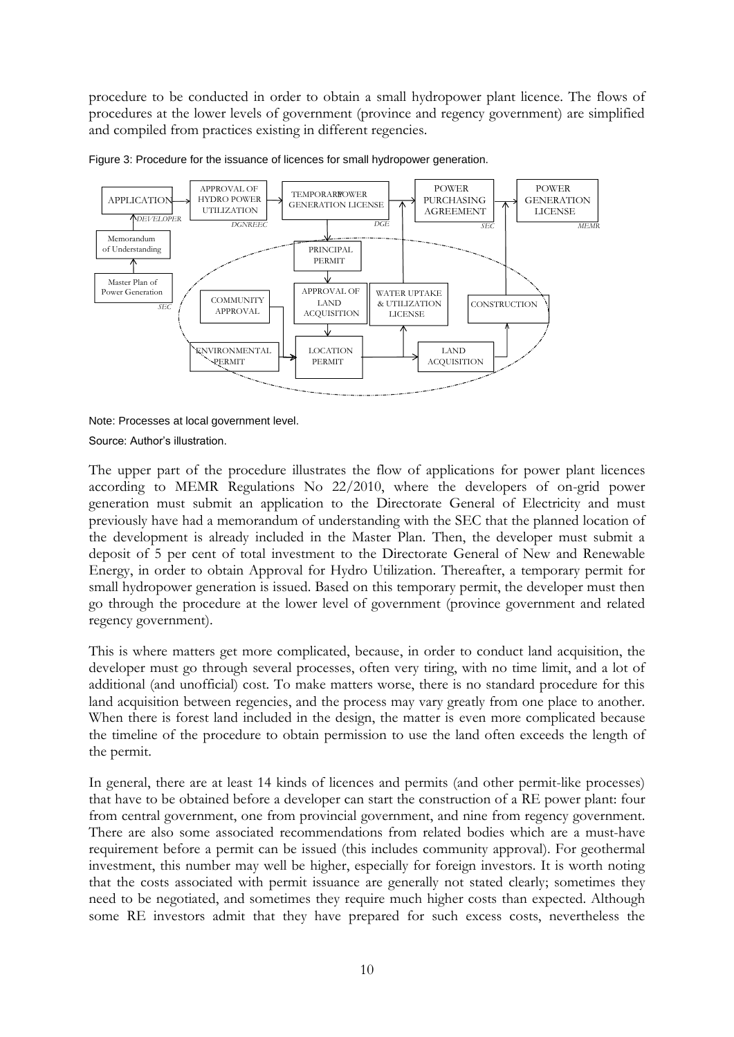procedure to be conducted in order to obtain a small hydropower plant licence. The flows of procedures at the lower levels of government (province and regency government) are simplified and compiled from practices existing in different regencies.

Figure 3: Procedure for the issuance of licences for small hydropower generation.

APPLICATION

DEVELOPER

APPROVAL OF HYDRO POWER UTILIZATION

DGNREEC

TEMPORARY POWER GENERATION LICENSE

DGE

POWER PURCHASING AGREEMENT

SEC

POWER GENERATION LICENSE

MEMR

Memorandum of Understanding

Master Plan of Power Generation

SEC

PRINCIPAL PERMIT

COMMUNITY APPROVAL

APPROVAL OF LAND ACQUISITION

WATER UPTAKE & UTILIZATION LICENSE

CONSTRUCTION

ENVIRONMENTAL PERMIT

LOCATION PERMIT

LAND ACQUISITION

Note: Processes at local government level.

Source: Author's illustration.

The upper part of the procedure illustrates the flow of applications for power plant licences according to MEMR Regulations No 22/2010, where the developers of on-grid power generation must submit an application to the Directorate General of Electricity and must previously have had a memorandum of understanding with the SEC that the planned location of the development is already included in the Master Plan. Then, the developer must submit a deposit of 5 per cent of total investment to the Directorate General of New and Renewable Energy, in order to obtain Approval for Hydro Utilization. Thereafter, a temporary permit for small hydropower generation is issued. Based on this temporary permit, the developer must then go through the procedure at the lower level of government (province government and related regency government).

This is where matters get more complicated, because, in order to conduct land acquisition, the developer must go through several processes, often very tiring, with no time limit, and a lot of additional (and unofficial) cost. To make matters worse, there is no standard procedure for this land acquisition between regencies, and the process may vary greatly from one place to another. When there is forest land included in the design, the matter is even more complicated because the timeline of the procedure to obtain permission to use the land often exceeds the length of the permit.

In general, there are at least 14 kinds of licences and permits (and other permit-like processes) that have to be obtained before a developer can start the construction of a RE power plant: four from central government, one from provincial government, and nine from regency government. There are also some associated recommendations from related bodies which are a must-have requirement before a permit can be issued (this includes community approval). For geothermal investment, this number may well be higher, especially for foreign investors. It is worth noting that the costs associated with permit issuance are generally not stated clearly; sometimes they need to be negotiated, and sometimes they require much higher costs than expected. Although some RE investors admit that they have prepared for such excess costs, nevertheless the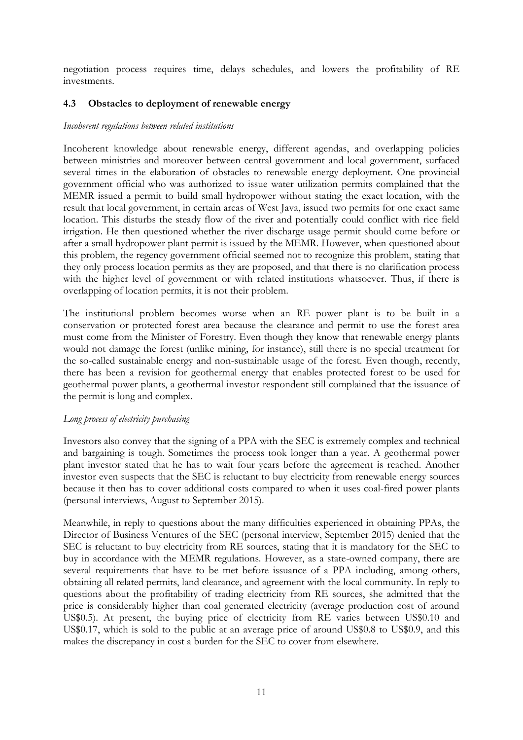negotiation process requires time, delays schedules, and lowers the profitability of RE investments.

### 4.3 Obstacles to deployment of renewable energy

*Incoherent regulations between related institutions*

Incoherent knowledge about renewable energy, different agendas, and overlapping policies between ministries and moreover between central government and local government, surfaced several times in the elaboration of obstacles to renewable energy deployment. One provincial government official who was authorized to issue water utilization permits complained that the MEMR issued a permit to build small hydropower without stating the exact location, with the result that local government, in certain areas of West Java, issued two permits for one exact same location. This disturbs the steady flow of the river and potentially could conflict with rice field irrigation. He then questioned whether the river discharge usage permit should come before or after a small hydropower plant permit is issued by the MEMR. However, when questioned about this problem, the regency government official seemed not to recognize this problem, stating that they only process location permits as they are proposed, and that there is no clarification process with the higher level of government or with related institutions whatsoever. Thus, if there is overlapping of location permits, it is not their problem.

The institutional problem becomes worse when an RE power plant is to be built in a conservation or protected forest area because the clearance and permit to use the forest area must come from the Minister of Forestry. Even though they know that renewable energy plants would not damage the forest (unlike mining, for instance), still there is no special treatment for the so-called sustainable energy and non-sustainable usage of the forest. Even though, recently, there has been a revision for geothermal energy that enables protected forest to be used for geothermal power plants, a geothermal investor respondent still complained that the issuance of the permit is long and complex.

*Long process of electricity purchasing*

Investors also convey that the signing of a PPA with the SEC is extremely complex and technical and bargaining is tough. Sometimes the process took longer than a year. A geothermal power plant investor stated that he has to wait four years before the agreement is reached. Another investor even suspects that the SEC is reluctant to buy electricity from renewable energy sources because it then has to cover additional costs compared to when it uses coal-fired power plants (personal interviews, August to September 2015).

Meanwhile, in reply to questions about the many difficulties experienced in obtaining PPAs, the Director of Business Ventures of the SEC (personal interview, September 2015) denied that the SEC is reluctant to buy electricity from RE sources, stating that it is mandatory for the SEC to buy in accordance with the MEMR regulations. However, as a state-owned company, there are several requirements that have to be met before issuance of a PPA including, among others, obtaining all related permits, land clearance, and agreement with the local community. In reply to questions about the profitability of trading electricity from RE sources, she admitted that the price is considerably higher than coal generated electricity (average production cost of around US$0.5). At present, the buying price of electricity from RE varies between US$0.10 and US$0.17, which is sold to the public at an average price of around US$0.8 to US$0.9, and this makes the discrepancy in cost a burden for the SEC to cover from elsewhere.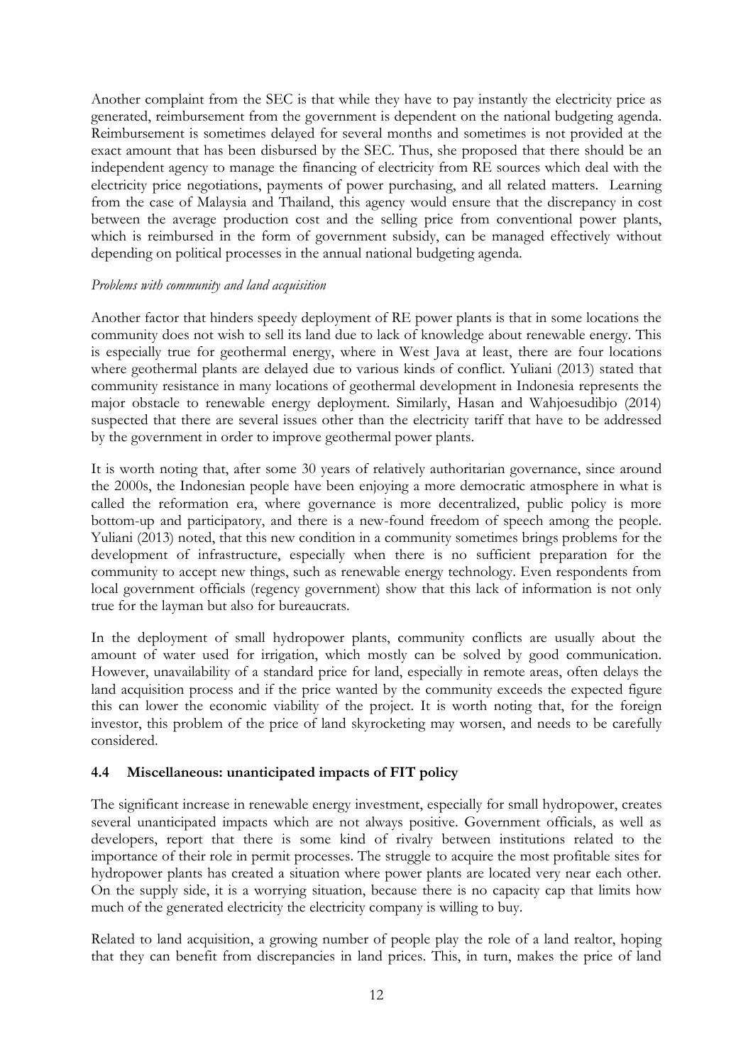Another complaint from the SEC is that while they have to pay instantly the electricity price as generated, reimbursement from the government is dependent on the national budgeting agenda. Reimbursement is sometimes delayed for several months and sometimes is not provided at the exact amount that has been disbursed by the SEC. Thus, she proposed that there should be an independent agency to manage the financing of electricity from RE sources which deal with the electricity price negotiations, payments of power purchasing, and all related matters. Learning from the case of Malaysia and Thailand, this agency would ensure that the discrepancy in cost between the average production cost and the selling price from conventional power plants, which is reimbursed in the form of government subsidy, can be managed effectively without depending on political processes in the annual national budgeting agenda.

*Problems with community and land acquisition*

Another factor that hinders speedy deployment of RE power plants is that in some locations the community does not wish to sell its land due to lack of knowledge about renewable energy. This is especially true for geothermal energy, where in West Java at least, there are four locations where geothermal plants are delayed due to various kinds of conflict. Yuliani (2013) stated that community resistance in many locations of geothermal development in Indonesia represents the major obstacle to renewable energy deployment. Similarly, Hasan and Wahjoesudibjo (2014) suspected that there are several issues other than the electricity tariff that have to be addressed by the government in order to improve geothermal power plants.

It is worth noting that, after some 30 years of relatively authoritarian governance, since around the 2000s, the Indonesian people have been enjoying a more democratic atmosphere in what is called the reformation era, where governance is more decentralized, public policy is more bottom-up and participatory, and there is a new-found freedom of speech among the people. Yuliani (2013) noted, that this new condition in a community sometimes brings problems for the development of infrastructure, especially when there is no sufficient preparation for the community to accept new things, such as renewable energy technology. Even respondents from local government officials (regency government) show that this lack of information is not only true for the layman but also for bureaucrats.

In the deployment of small hydropower plants, community conflicts are usually about the amount of water used for irrigation, which mostly can be solved by good communication. However, unavailability of a standard price for land, especially in remote areas, often delays the land acquisition process and if the price wanted by the community exceeds the expected figure this can lower the economic viability of the project. It is worth noting that, for the foreign investor, this problem of the price of land skyrocketing may worsen, and needs to be carefully considered.

### 4.4 Miscellaneous: unanticipated impacts of FIT policy

The significant increase in renewable energy investment, especially for small hydropower, creates several unanticipated impacts which are not always positive. Government officials, as well as developers, report that there is some kind of rivalry between institutions related to the importance of their role in permit processes. The struggle to acquire the most profitable sites for hydropower plants has created a situation where power plants are located very near each other. On the supply side, it is a worrying situation, because there is no capacity cap that limits how much of the generated electricity the electricity company is willing to buy.

Related to land acquisition, a growing number of people play the role of a land realtor, hoping that they can benefit from discrepancies in land prices. This, in turn, makes the price of land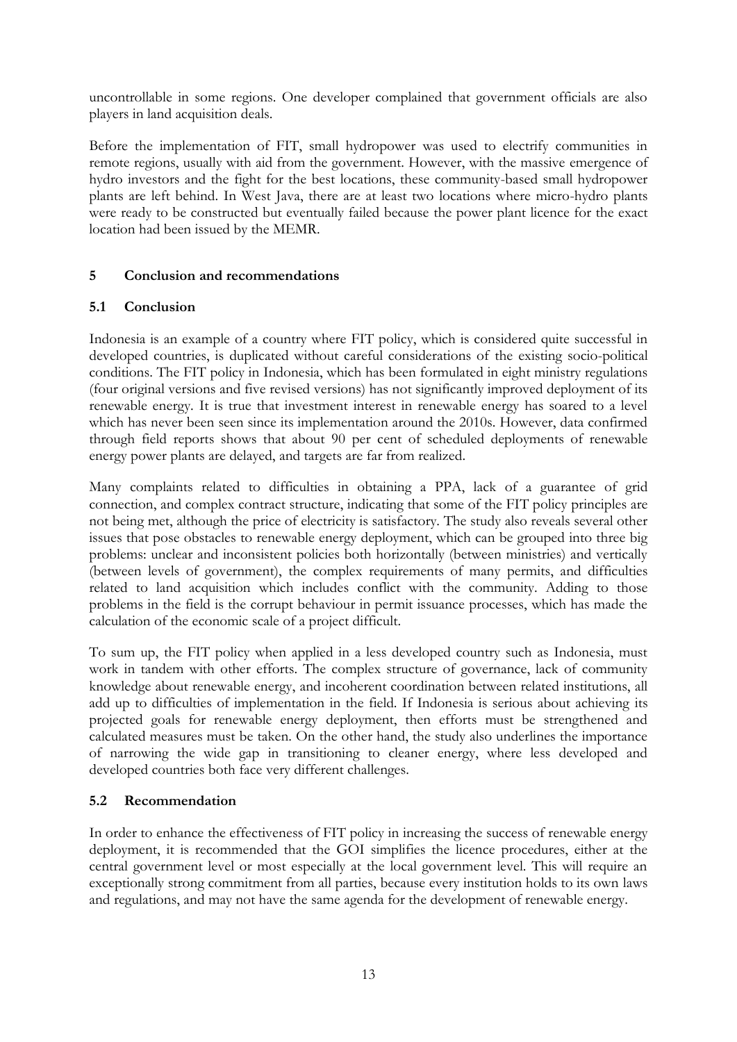uncontrollable in some regions. One developer complained that government officials are also players in land acquisition deals.

Before the implementation of FIT, small hydropower was used to electrify communities in remote regions, usually with aid from the government. However, with the massive emergence of hydro investors and the fight for the best locations, these community-based small hydropower plants are left behind. In West Java, there are at least two locations where micro-hydro plants were ready to be constructed but eventually failed because the power plant licence for the exact location had been issued by the MEMR.

## 5 Conclusion and recommendations

### 5.1 Conclusion

Indonesia is an example of a country where FIT policy, which is considered quite successful in developed countries, is duplicated without careful considerations of the existing socio-political conditions. The FIT policy in Indonesia, which has been formulated in eight ministry regulations (four original versions and five revised versions) has not significantly improved deployment of its renewable energy. It is true that investment interest in renewable energy has soared to a level which has never been seen since its implementation around the 2010s. However, data confirmed through field reports shows that about 90 per cent of scheduled deployments of renewable energy power plants are delayed, and targets are far from realized.

Many complaints related to difficulties in obtaining a PPA, lack of a guarantee of grid connection, and complex contract structure, indicating that some of the FIT policy principles are not being met, although the price of electricity is satisfactory. The study also reveals several other issues that pose obstacles to renewable energy deployment, which can be grouped into three big problems: unclear and inconsistent policies both horizontally (between ministries) and vertically (between levels of government), the complex requirements of many permits, and difficulties related to land acquisition which includes conflict with the community. Adding to those problems in the field is the corrupt behaviour in permit issuance processes, which has made the calculation of the economic scale of a project difficult.

To sum up, the FIT policy when applied in a less developed country such as Indonesia, must work in tandem with other efforts. The complex structure of governance, lack of community knowledge about renewable energy, and incoherent coordination between related institutions, all add up to difficulties of implementation in the field. If Indonesia is serious about achieving its projected goals for renewable energy deployment, then efforts must be strengthened and calculated measures must be taken. On the other hand, the study also underlines the importance of narrowing the wide gap in transitioning to cleaner energy, where less developed and developed countries both face very different challenges.

### 5.2 Recommendation

In order to enhance the effectiveness of FIT policy in increasing the success of renewable energy deployment, it is recommended that the GOI simplifies the licence procedures, either at the central government level or most especially at the local government level. This will require an exceptionally strong commitment from all parties, because every institution holds to its own laws and regulations, and may not have the same agenda for the development of renewable energy.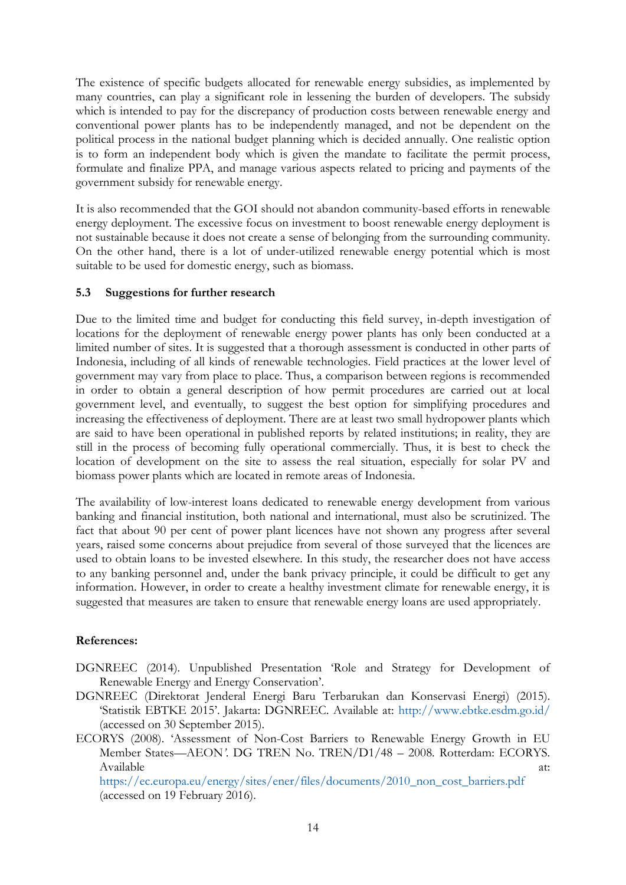The existence of specific budgets allocated for renewable energy subsidies, as implemented by many countries, can play a significant role in lessening the burden of developers. The subsidy which is intended to pay for the discrepancy of production costs between renewable energy and conventional power plants has to be independently managed, and not be dependent on the political process in the national budget planning which is decided annually. One realistic option is to form an independent body which is given the mandate to facilitate the permit process, formulate and finalize PPA, and manage various aspects related to pricing and payments of the government subsidy for renewable energy.

It is also recommended that the GOI should not abandon community-based efforts in renewable energy deployment. The excessive focus on investment to boost renewable energy deployment is not sustainable because it does not create a sense of belonging from the surrounding community. On the other hand, there is a lot of under-utilized renewable energy potential which is most suitable to be used for domestic energy, such as biomass.

### 5.3 Suggestions for further research

Due to the limited time and budget for conducting this field survey, in-depth investigation of locations for the deployment of renewable energy power plants has only been conducted at a limited number of sites. It is suggested that a thorough assessment is conducted in other parts of Indonesia, including of all kinds of renewable technologies. Field practices at the lower level of government may vary from place to place. Thus, a comparison between regions is recommended in order to obtain a general description of how permit procedures are carried out at local government level, and eventually, to suggest the best option for simplifying procedures and increasing the effectiveness of deployment. There are at least two small hydropower plants which are said to have been operational in published reports by related institutions; in reality, they are still in the process of becoming fully operational commercially. Thus, it is best to check the location of development on the site to assess the real situation, especially for solar PV and biomass power plants which are located in remote areas of Indonesia.

The availability of low-interest loans dedicated to renewable energy development from various banking and financial institution, both national and international, must also be scrutinized. The fact that about 90 per cent of power plant licences have not shown any progress after several years, raised some concerns about prejudice from several of those surveyed that the licences are used to obtain loans to be invested elsewhere. In this study, the researcher does not have access to any banking personnel and, under the bank privacy principle, it could be difficult to get any information. However, in order to create a healthy investment climate for renewable energy, it is suggested that measures are taken to ensure that renewable energy loans are used appropriately.

**References:**

DGNREEC (2014). Unpublished Presentation 'Role and Strategy for Development of Renewable Energy and Energy Conservation'.

DGNREEC (Direktorat Jenderal Energi Baru Terbarukan dan Konservasi Energi) (2015). 'Statistik EBTKE 2015'. Jakarta: DGNREEC. Available at: http://www.ebtke.esdm.go.id/ (accessed on 30 September 2015).

ECORYS (2008). 'Assessment of Non-Cost Barriers to Renewable Energy Growth in EU Member States—AEON'. DG TREN No. TREN/D1/48 – 2008. Rotterdam: ECORYS. Available at: https://ec.europa.eu/energy/sites/ener/files/documents/2010_non_cost_barriers.pdf (accessed on 19 February 2016).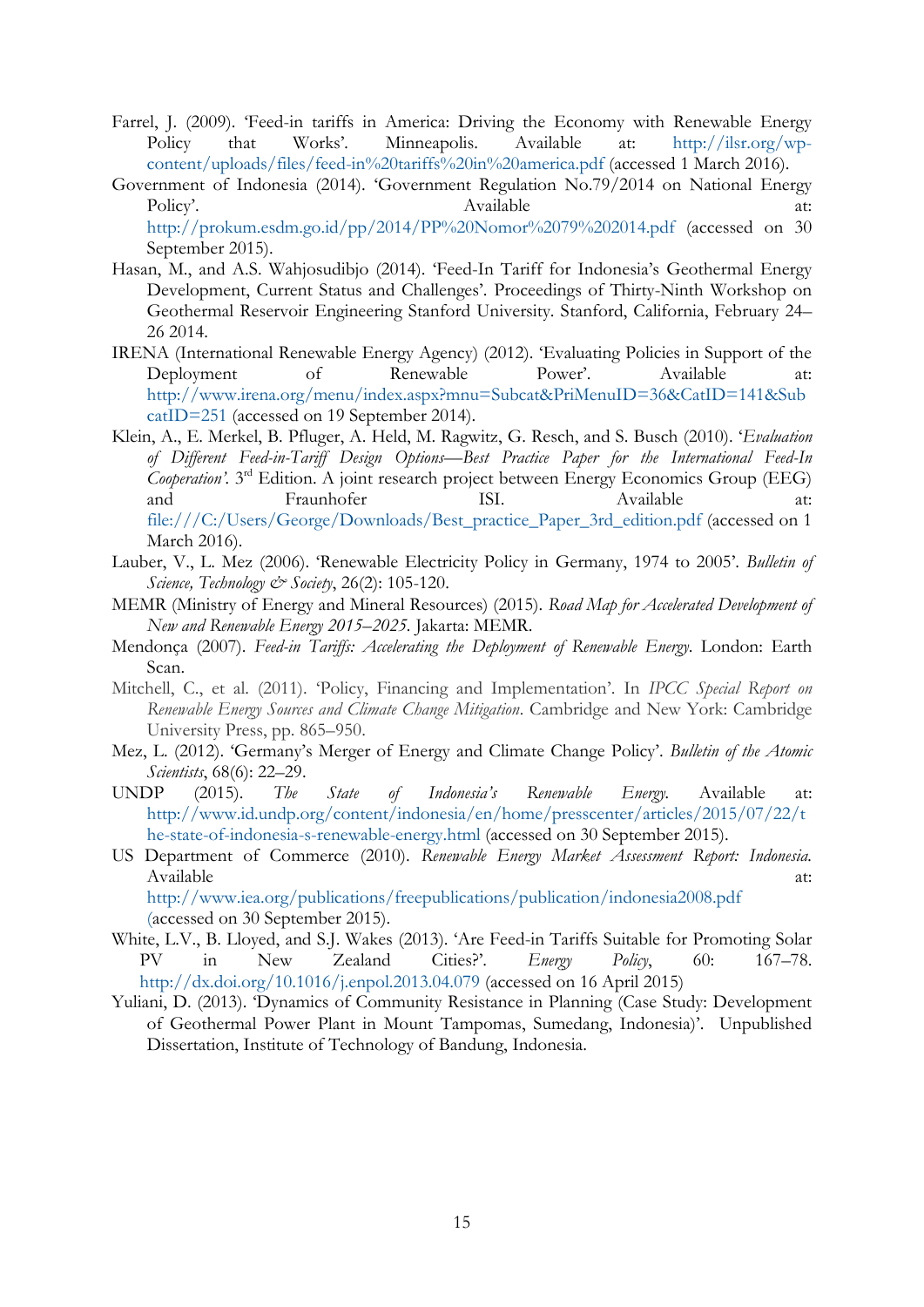Farrel, J. (2009). 'Feed-in tariffs in America: Driving the Economy with Renewable Energy Policy that Works'. Minneapolis. Available at: http://ilsr.org/wp-content/uploads/files/feed-in%20tariffs%20in%20america.pdf (accessed 1 March 2016).

Government of Indonesia (2014). 'Government Regulation No.79/2014 on National Energy Policy'. Available at: http://prokum.esdm.go.id/pp/2014/PP%20Nomor%2079%202014.pdf (accessed on 30 September 2015).

Hasan, M., and A.S. Wahjosudibjo (2014). 'Feed-In Tariff for Indonesia's Geothermal Energy Development, Current Status and Challenges'. Proceedings of Thirty-Ninth Workshop on Geothermal Reservoir Engineering Stanford University. Stanford, California, February 24–26 2014.

IRENA (International Renewable Energy Agency) (2012). 'Evaluating Policies in Support of the Deployment of Renewable Power'. Available at: http://www.irena.org/menu/index.aspx?mnu=Subcat&PriMenuID=36&CatID=141&SubcatID=251 (accessed on 19 September 2014).

Klein, A., E. Merkel, B. Pfluger, A. Held, M. Ragwitz, G. Resch, and S. Busch (2010). '*Evaluation of Different Feed-in-Tariff Design Options—Best Practice Paper for the International Feed-In Cooperation'*. 3rd Edition. A joint research project between Energy Economics Group (EEG) and Fraunhofer ISI. Available at: file:///C:/Users/George/Downloads/Best_practice_Paper_3rd_edition.pdf (accessed on 1 March 2016).

Lauber, V., L. Mez (2006). 'Renewable Electricity Policy in Germany, 1974 to 2005'. *Bulletin of Science, Technology & Society*, 26(2): 105-120.

MEMR (Ministry of Energy and Mineral Resources) (2015). *Road Map for Accelerated Development of New and Renewable Energy 2015–2025*. Jakarta: MEMR.

Mendonça (2007). *Feed-in Tariffs: Accelerating the Deployment of Renewable Energy*. London: Earth Scan.

Mitchell, C., et al. (2011). 'Policy, Financing and Implementation'. In *IPCC Special Report on Renewable Energy Sources and Climate Change Mitigation*. Cambridge and New York: Cambridge University Press, pp. 865–950.

Mez, L. (2012). 'Germany's Merger of Energy and Climate Change Policy'. *Bulletin of the Atomic Scientists*, 68(6): 22–29.

UNDP (2015). *The State of Indonesia's Renewable Energy.* Available at: http://www.id.undp.org/content/indonesia/en/home/presscenter/articles/2015/07/22/the-state-of-indonesia-s-renewable-energy.html (accessed on 30 September 2015).

US Department of Commerce (2010). *Renewable Energy Market Assessment Report: Indonesia.* Available at: http://www.iea.org/publications/freepublications/publication/indonesia2008.pdf (accessed on 30 September 2015).

White, L.V., B. Lloyed, and S.J. Wakes (2013). 'Are Feed-in Tariffs Suitable for Promoting Solar PV in New Zealand Cities?'. *Energy Policy*, 60: 167–78. http://dx.doi.org/10.1016/j.enpol.2013.04.079 (accessed on 16 April 2015)

Yuliani, D. (2013). 'Dynamics of Community Resistance in Planning (Case Study: Development of Geothermal Power Plant in Mount Tampomas, Sumedang, Indonesia)'. Unpublished Dissertation, Institute of Technology of Bandung, Indonesia.